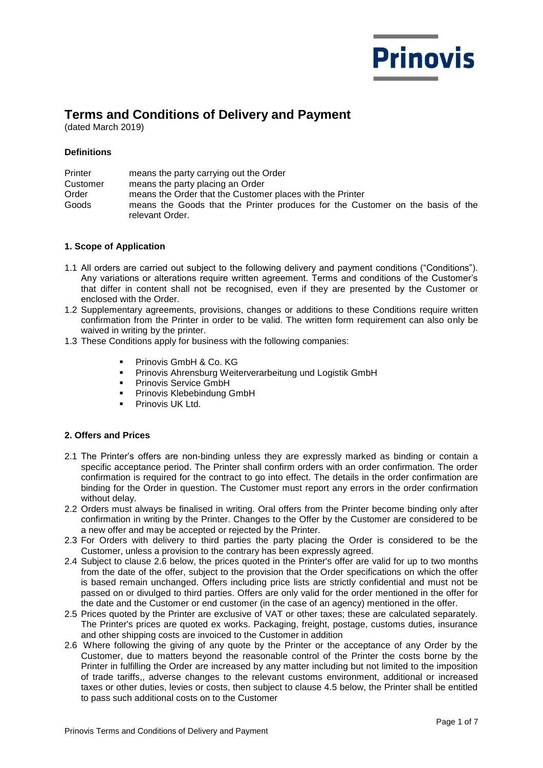# Terms and Conditions of Delivery and Payment

(dated March 2019)

**Definitions**

| | |
|---|---|
| Printer | means the party carrying out the Order |
| Customer | means the party placing an Order |
| Order | means the Order that the Customer places with the Printer |
| Goods | means the Goods that the Printer produces for the Customer on the basis of the relevant Order. |

## 1. Scope of Application

1.1 All orders are carried out subject to the following delivery and payment conditions ("Conditions"). Any variations or alterations require written agreement. Terms and conditions of the Customer's that differ in content shall not be recognised, even if they are presented by the Customer or enclosed with the Order.

1.2 Supplementary agreements, provisions, changes or additions to these Conditions require written confirmation from the Printer in order to be valid. The written form requirement can also only be waived in writing by the printer.

1.3 These Conditions apply for business with the following companies:

- Prinovis GmbH & Co. KG
- Prinovis Ahrensburg Weiterverarbeitung und Logistik GmbH
- Prinovis Service GmbH
- Prinovis Klebebindung GmbH
- Prinovis UK Ltd.

## 2. Offers and Prices

2.1 The Printer's offers are non-binding unless they are expressly marked as binding or contain a specific acceptance period. The Printer shall confirm orders with an order confirmation. The order confirmation is required for the contract to go into effect. The details in the order confirmation are binding for the Order in question. The Customer must report any errors in the order confirmation without delay.

2.2 Orders must always be finalised in writing. Oral offers from the Printer become binding only after confirmation in writing by the Printer. Changes to the Offer by the Customer are considered to be a new offer and may be accepted or rejected by the Printer.

2.3 For Orders with delivery to third parties the party placing the Order is considered to be the Customer, unless a provision to the contrary has been expressly agreed.

2.4 Subject to clause 2.6 below, the prices quoted in the Printer's offer are valid for up to two months from the date of the offer, subject to the provision that the Order specifications on which the offer is based remain unchanged. Offers including price lists are strictly confidential and must not be passed on or divulged to third parties. Offers are only valid for the order mentioned in the offer for the date and the Customer or end customer (in the case of an agency) mentioned in the offer.

2.5 Prices quoted by the Printer are exclusive of VAT or other taxes; these are calculated separately. The Printer's prices are quoted ex works. Packaging, freight, postage, customs duties, insurance and other shipping costs are invoiced to the Customer in addition

2.6 Where following the giving of any quote by the Printer or the acceptance of any Order by the Customer, due to matters beyond the reasonable control of the Printer the costs borne by the Printer in fulfilling the Order are increased by any matter including but not limited to the imposition of trade tariffs,, adverse changes to the relevant customs environment, additional or increased taxes or other duties, levies or costs, then subject to clause 4.5 below, the Printer shall be entitled to pass such additional costs on to the Customer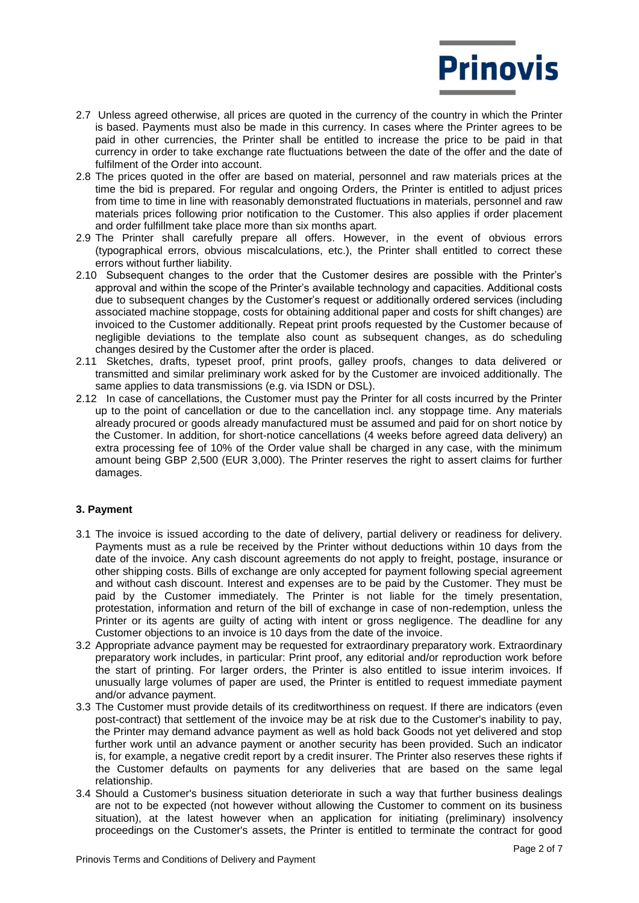2.7 Unless agreed otherwise, all prices are quoted in the currency of the country in which the Printer is based. Payments must also be made in this currency. In cases where the Printer agrees to be paid in other currencies, the Printer shall be entitled to increase the price to be paid in that currency in order to take exchange rate fluctuations between the date of the offer and the date of fulfilment of the Order into account.

2.8 The prices quoted in the offer are based on material, personnel and raw materials prices at the time the bid is prepared. For regular and ongoing Orders, the Printer is entitled to adjust prices from time to time in line with reasonably demonstrated fluctuations in materials, personnel and raw materials prices following prior notification to the Customer. This also applies if order placement and order fulfillment take place more than six months apart.

2.9 The Printer shall carefully prepare all offers. However, in the event of obvious errors (typographical errors, obvious miscalculations, etc.), the Printer shall entitled to correct these errors without further liability.

2.10 Subsequent changes to the order that the Customer desires are possible with the Printer's approval and within the scope of the Printer's available technology and capacities. Additional costs due to subsequent changes by the Customer's request or additionally ordered services (including associated machine stoppage, costs for obtaining additional paper and costs for shift changes) are invoiced to the Customer additionally. Repeat print proofs requested by the Customer because of negligible deviations to the template also count as subsequent changes, as do scheduling changes desired by the Customer after the order is placed.

2.11 Sketches, drafts, typeset proof, print proofs, galley proofs, changes to data delivered or transmitted and similar preliminary work asked for by the Customer are invoiced additionally. The same applies to data transmissions (e.g. via ISDN or DSL).

2.12 In case of cancellations, the Customer must pay the Printer for all costs incurred by the Printer up to the point of cancellation or due to the cancellation incl. any stoppage time. Any materials already procured or goods already manufactured must be assumed and paid for on short notice by the Customer. In addition, for short-notice cancellations (4 weeks before agreed data delivery) an extra processing fee of 10% of the Order value shall be charged in any case, with the minimum amount being GBP 2,500 (EUR 3,000). The Printer reserves the right to assert claims for further damages.

## 3. Payment

3.1 The invoice is issued according to the date of delivery, partial delivery or readiness for delivery. Payments must as a rule be received by the Printer without deductions within 10 days from the date of the invoice. Any cash discount agreements do not apply to freight, postage, insurance or other shipping costs. Bills of exchange are only accepted for payment following special agreement and without cash discount. Interest and expenses are to be paid by the Customer. They must be paid by the Customer immediately. The Printer is not liable for the timely presentation, protestation, information and return of the bill of exchange in case of non-redemption, unless the Printer or its agents are guilty of acting with intent or gross negligence. The deadline for any Customer objections to an invoice is 10 days from the date of the invoice.

3.2 Appropriate advance payment may be requested for extraordinary preparatory work. Extraordinary preparatory work includes, in particular: Print proof, any editorial and/or reproduction work before the start of printing. For larger orders, the Printer is also entitled to issue interim invoices. If unusually large volumes of paper are used, the Printer is entitled to request immediate payment and/or advance payment.

3.3 The Customer must provide details of its creditworthiness on request. If there are indicators (even post-contract) that settlement of the invoice may be at risk due to the Customer's inability to pay, the Printer may demand advance payment as well as hold back Goods not yet delivered and stop further work until an advance payment or another security has been provided. Such an indicator is, for example, a negative credit report by a credit insurer. The Printer also reserves these rights if the Customer defaults on payments for any deliveries that are based on the same legal relationship.

3.4 Should a Customer's business situation deteriorate in such a way that further business dealings are not to be expected (not however without allowing the Customer to comment on its business situation), at the latest however when an application for initiating (preliminary) insolvency proceedings on the Customer's assets, the Printer is entitled to terminate the contract for good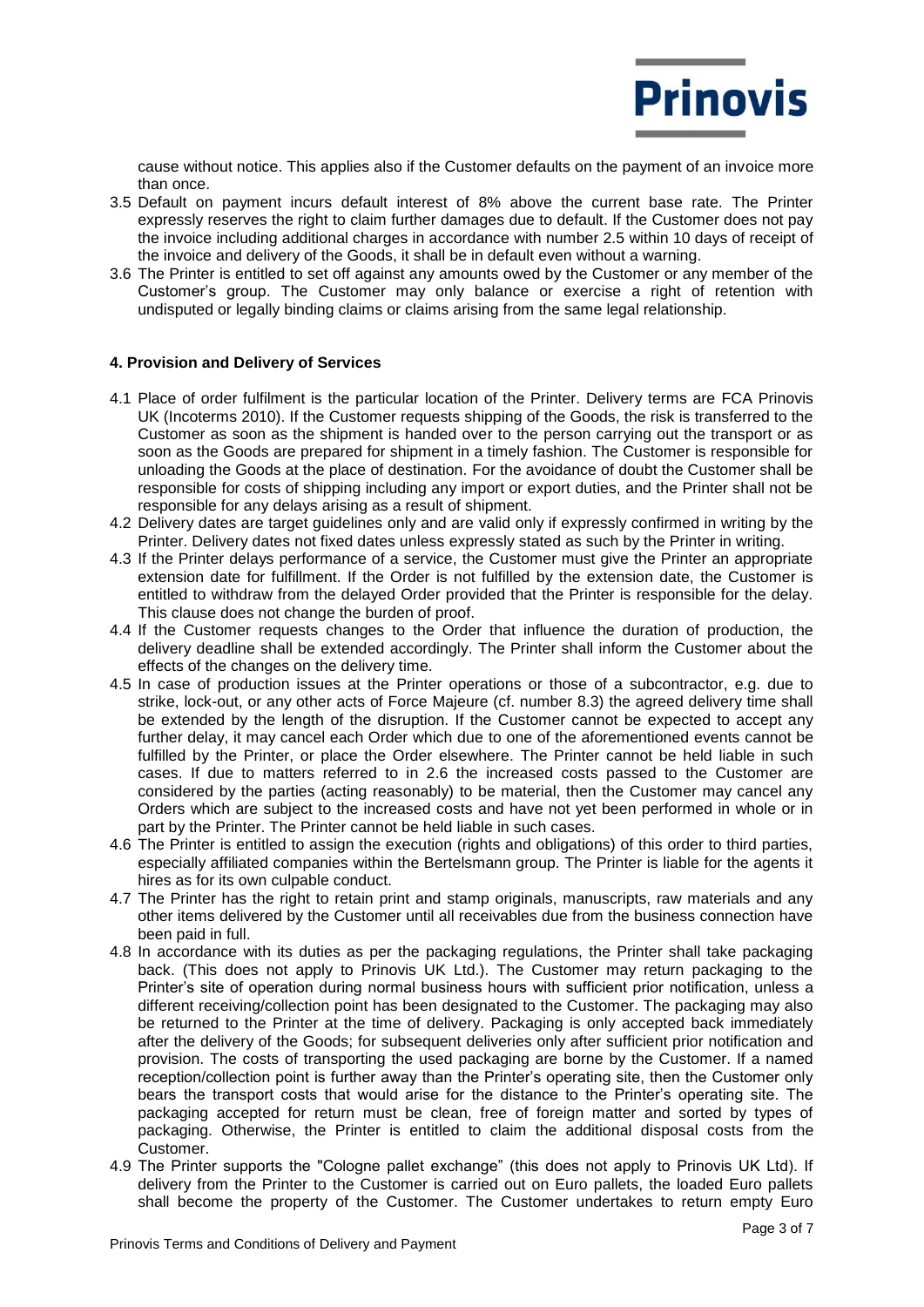cause without notice. This applies also if the Customer defaults on the payment of an invoice more than once.

3.5 Default on payment incurs default interest of 8% above the current base rate. The Printer expressly reserves the right to claim further damages due to default. If the Customer does not pay the invoice including additional charges in accordance with number 2.5 within 10 days of receipt of the invoice and delivery of the Goods, it shall be in default even without a warning.

3.6 The Printer is entitled to set off against any amounts owed by the Customer or any member of the Customer's group. The Customer may only balance or exercise a right of retention with undisputed or legally binding claims or claims arising from the same legal relationship.

#### 4. Provision and Delivery of Services

4.1 Place of order fulfilment is the particular location of the Printer. Delivery terms are FCA Prinovis UK (Incoterms 2010). If the Customer requests shipping of the Goods, the risk is transferred to the Customer as soon as the shipment is handed over to the person carrying out the transport or as soon as the Goods are prepared for shipment in a timely fashion. The Customer is responsible for unloading the Goods at the place of destination. For the avoidance of doubt the Customer shall be responsible for costs of shipping including any import or export duties, and the Printer shall not be responsible for any delays arising as a result of shipment.

4.2 Delivery dates are target guidelines only and are valid only if expressly confirmed in writing by the Printer. Delivery dates not fixed dates unless expressly stated as such by the Printer in writing.

4.3 If the Printer delays performance of a service, the Customer must give the Printer an appropriate extension date for fulfillment. If the Order is not fulfilled by the extension date, the Customer is entitled to withdraw from the delayed Order provided that the Printer is responsible for the delay. This clause does not change the burden of proof.

4.4 If the Customer requests changes to the Order that influence the duration of production, the delivery deadline shall be extended accordingly. The Printer shall inform the Customer about the effects of the changes on the delivery time.

4.5 In case of production issues at the Printer operations or those of a subcontractor, e.g. due to strike, lock-out, or any other acts of Force Majeure (cf. number 8.3) the agreed delivery time shall be extended by the length of the disruption. If the Customer cannot be expected to accept any further delay, it may cancel each Order which due to one of the aforementioned events cannot be fulfilled by the Printer, or place the Order elsewhere. The Printer cannot be held liable in such cases. If due to matters referred to in 2.6 the increased costs passed to the Customer are considered by the parties (acting reasonably) to be material, then the Customer may cancel any Orders which are subject to the increased costs and have not yet been performed in whole or in part by the Printer. The Printer cannot be held liable in such cases.

4.6 The Printer is entitled to assign the execution (rights and obligations) of this order to third parties, especially affiliated companies within the Bertelsmann group. The Printer is liable for the agents it hires as for its own culpable conduct.

4.7 The Printer has the right to retain print and stamp originals, manuscripts, raw materials and any other items delivered by the Customer until all receivables due from the business connection have been paid in full.

4.8 In accordance with its duties as per the packaging regulations, the Printer shall take packaging back. (This does not apply to Prinovis UK Ltd.). The Customer may return packaging to the Printer's site of operation during normal business hours with sufficient prior notification, unless a different receiving/collection point has been designated to the Customer. The packaging may also be returned to the Printer at the time of delivery. Packaging is only accepted back immediately after the delivery of the Goods; for subsequent deliveries only after sufficient prior notification and provision. The costs of transporting the used packaging are borne by the Customer. If a named reception/collection point is further away than the Printer's operating site, then the Customer only bears the transport costs that would arise for the distance to the Printer's operating site. The packaging accepted for return must be clean, free of foreign matter and sorted by types of packaging. Otherwise, the Printer is entitled to claim the additional disposal costs from the Customer.

4.9 The Printer supports the "Cologne pallet exchange" (this does not apply to Prinovis UK Ltd). If delivery from the Printer to the Customer is carried out on Euro pallets, the loaded Euro pallets shall become the property of the Customer. The Customer undertakes to return empty Euro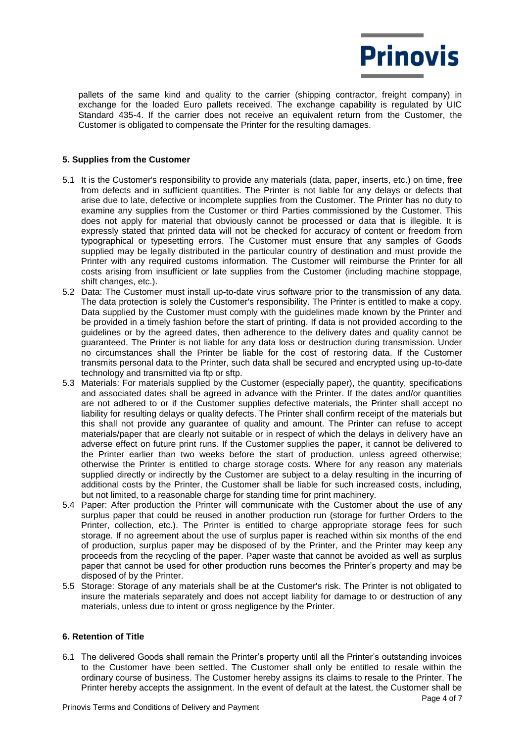pallets of the same kind and quality to the carrier (shipping contractor, freight company) in exchange for the loaded Euro pallets received. The exchange capability is regulated by UIC Standard 435-4. If the carrier does not receive an equivalent return from the Customer, the Customer is obligated to compensate the Printer for the resulting damages.

## 5. Supplies from the Customer

5.1 It is the Customer's responsibility to provide any materials (data, paper, inserts, etc.) on time, free from defects and in sufficient quantities. The Printer is not liable for any delays or defects that arise due to late, defective or incomplete supplies from the Customer. The Printer has no duty to examine any supplies from the Customer or third Parties commissioned by the Customer. This does not apply for material that obviously cannot be processed or data that is illegible. It is expressly stated that printed data will not be checked for accuracy of content or freedom from typographical or typesetting errors. The Customer must ensure that any samples of Goods supplied may be legally distributed in the particular country of destination and must provide the Printer with any required customs information. The Customer will reimburse the Printer for all costs arising from insufficient or late supplies from the Customer (including machine stoppage, shift changes, etc.).

5.2 Data: The Customer must install up-to-date virus software prior to the transmission of any data. The data protection is solely the Customer's responsibility. The Printer is entitled to make a copy. Data supplied by the Customer must comply with the guidelines made known by the Printer and be provided in a timely fashion before the start of printing. If data is not provided according to the guidelines or by the agreed dates, then adherence to the delivery dates and quality cannot be guaranteed. The Printer is not liable for any data loss or destruction during transmission. Under no circumstances shall the Printer be liable for the cost of restoring data. If the Customer transmits personal data to the Printer, such data shall be secured and encrypted using up-to-date technology and transmitted via ftp or sftp.

5.3 Materials: For materials supplied by the Customer (especially paper), the quantity, specifications and associated dates shall be agreed in advance with the Printer. If the dates and/or quantities are not adhered to or if the Customer supplies defective materials, the Printer shall accept no liability for resulting delays or quality defects. The Printer shall confirm receipt of the materials but this shall not provide any guarantee of quality and amount. The Printer can refuse to accept materials/paper that are clearly not suitable or in respect of which the delays in delivery have an adverse effect on future print runs. If the Customer supplies the paper, it cannot be delivered to the Printer earlier than two weeks before the start of production, unless agreed otherwise; otherwise the Printer is entitled to charge storage costs. Where for any reason any materials supplied directly or indirectly by the Customer are subject to a delay resulting in the incurring of additional costs by the Printer, the Customer shall be liable for such increased costs, including, but not limited, to a reasonable charge for standing time for print machinery.

5.4 Paper: After production the Printer will communicate with the Customer about the use of any surplus paper that could be reused in another production run (storage for further Orders to the Printer, collection, etc.). The Printer is entitled to charge appropriate storage fees for such storage. If no agreement about the use of surplus paper is reached within six months of the end of production, surplus paper may be disposed of by the Printer, and the Printer may keep any proceeds from the recycling of the paper. Paper waste that cannot be avoided as well as surplus paper that cannot be used for other production runs becomes the Printer's property and may be disposed of by the Printer.

5.5 Storage: Storage of any materials shall be at the Customer's risk. The Printer is not obligated to insure the materials separately and does not accept liability for damage to or destruction of any materials, unless due to intent or gross negligence by the Printer.

## 6. Retention of Title

6.1 The delivered Goods shall remain the Printer's property until all the Printer's outstanding invoices to the Customer have been settled. The Customer shall only be entitled to resale within the ordinary course of business. The Customer hereby assigns its claims to resale to the Printer. The Printer hereby accepts the assignment. In the event of default at the latest, the Customer shall be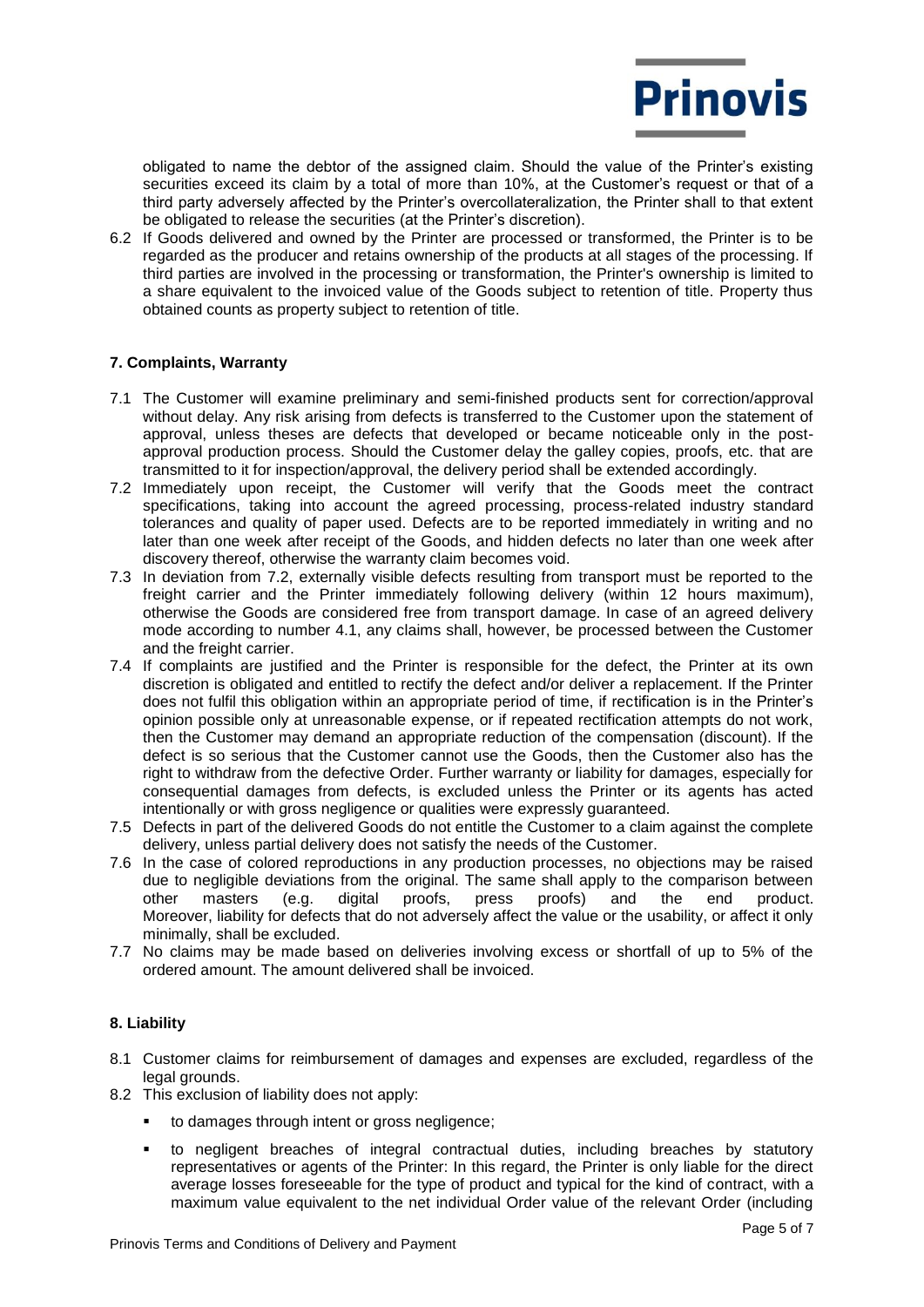obligated to name the debtor of the assigned claim. Should the value of the Printer's existing securities exceed its claim by a total of more than 10%, at the Customer's request or that of a third party adversely affected by the Printer's overcollateralization, the Printer shall to that extent be obligated to release the securities (at the Printer's discretion).

6.2 If Goods delivered and owned by the Printer are processed or transformed, the Printer is to be regarded as the producer and retains ownership of the products at all stages of the processing. If third parties are involved in the processing or transformation, the Printer's ownership is limited to a share equivalent to the invoiced value of the Goods subject to retention of title. Property thus obtained counts as property subject to retention of title.

### 7. Complaints, Warranty

7.1 The Customer will examine preliminary and semi-finished products sent for correction/approval without delay. Any risk arising from defects is transferred to the Customer upon the statement of approval, unless theses are defects that developed or became noticeable only in the post-approval production process. Should the Customer delay the galley copies, proofs, etc. that are transmitted to it for inspection/approval, the delivery period shall be extended accordingly.

7.2 Immediately upon receipt, the Customer will verify that the Goods meet the contract specifications, taking into account the agreed processing, process-related industry standard tolerances and quality of paper used. Defects are to be reported immediately in writing and no later than one week after receipt of the Goods, and hidden defects no later than one week after discovery thereof, otherwise the warranty claim becomes void.

7.3 In deviation from 7.2, externally visible defects resulting from transport must be reported to the freight carrier and the Printer immediately following delivery (within 12 hours maximum), otherwise the Goods are considered free from transport damage. In case of an agreed delivery mode according to number 4.1, any claims shall, however, be processed between the Customer and the freight carrier.

7.4 If complaints are justified and the Printer is responsible for the defect, the Printer at its own discretion is obligated and entitled to rectify the defect and/or deliver a replacement. If the Printer does not fulfil this obligation within an appropriate period of time, if rectification is in the Printer's opinion possible only at unreasonable expense, or if repeated rectification attempts do not work, then the Customer may demand an appropriate reduction of the compensation (discount). If the defect is so serious that the Customer cannot use the Goods, then the Customer also has the right to withdraw from the defective Order. Further warranty or liability for damages, especially for consequential damages from defects, is excluded unless the Printer or its agents has acted intentionally or with gross negligence or qualities were expressly guaranteed.

7.5 Defects in part of the delivered Goods do not entitle the Customer to a claim against the complete delivery, unless partial delivery does not satisfy the needs of the Customer.

7.6 In the case of colored reproductions in any production processes, no objections may be raised due to negligible deviations from the original. The same shall apply to the comparison between other masters (e.g. digital proofs, press proofs) and the end product. Moreover, liability for defects that do not adversely affect the value or the usability, or affect it only minimally, shall be excluded.

7.7 No claims may be made based on deliveries involving excess or shortfall of up to 5% of the ordered amount. The amount delivered shall be invoiced.

### 8. Liability

8.1 Customer claims for reimbursement of damages and expenses are excluded, regardless of the legal grounds.

8.2 This exclusion of liability does not apply:

- to damages through intent or gross negligence;
- to negligent breaches of integral contractual duties, including breaches by statutory representatives or agents of the Printer: In this regard, the Printer is only liable for the direct average losses foreseeable for the type of product and typical for the kind of contract, with a maximum value equivalent to the net individual Order value of the relevant Order (including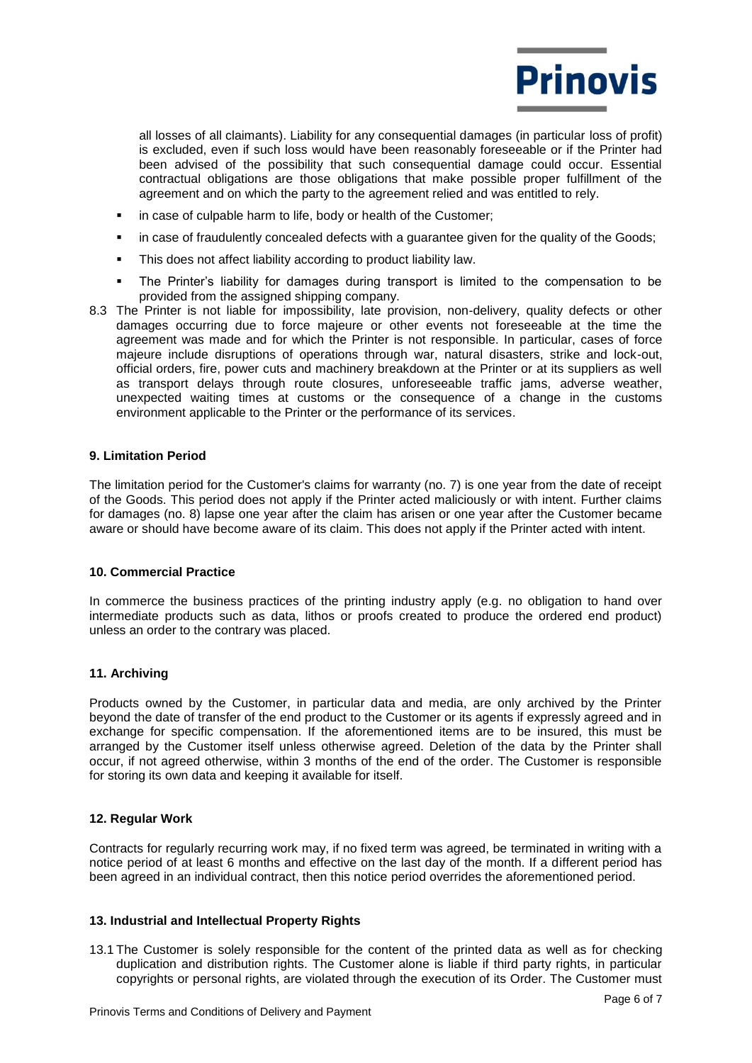all losses of all claimants). Liability for any consequential damages (in particular loss of profit) is excluded, even if such loss would have been reasonably foreseeable or if the Printer had been advised of the possibility that such consequential damage could occur. Essential contractual obligations are those obligations that make possible proper fulfillment of the agreement and on which the party to the agreement relied and was entitled to rely.

- in case of culpable harm to life, body or health of the Customer;
- in case of fraudulently concealed defects with a guarantee given for the quality of the Goods;
- This does not affect liability according to product liability law.
- The Printer's liability for damages during transport is limited to the compensation to be provided from the assigned shipping company.

8.3 The Printer is not liable for impossibility, late provision, non-delivery, quality defects or other damages occurring due to force majeure or other events not foreseeable at the time the agreement was made and for which the Printer is not responsible. In particular, cases of force majeure include disruptions of operations through war, natural disasters, strike and lock-out, official orders, fire, power cuts and machinery breakdown at the Printer or at its suppliers as well as transport delays through route closures, unforeseeable traffic jams, adverse weather, unexpected waiting times at customs or the consequence of a change in the customs environment applicable to the Printer or the performance of its services.

### 9. Limitation Period

The limitation period for the Customer's claims for warranty (no. 7) is one year from the date of receipt of the Goods. This period does not apply if the Printer acted maliciously or with intent. Further claims for damages (no. 8) lapse one year after the claim has arisen or one year after the Customer became aware or should have become aware of its claim. This does not apply if the Printer acted with intent.

### 10. Commercial Practice

In commerce the business practices of the printing industry apply (e.g. no obligation to hand over intermediate products such as data, lithos or proofs created to produce the ordered end product) unless an order to the contrary was placed.

### 11. Archiving

Products owned by the Customer, in particular data and media, are only archived by the Printer beyond the date of transfer of the end product to the Customer or its agents if expressly agreed and in exchange for specific compensation. If the aforementioned items are to be insured, this must be arranged by the Customer itself unless otherwise agreed. Deletion of the data by the Printer shall occur, if not agreed otherwise, within 3 months of the end of the order. The Customer is responsible for storing its own data and keeping it available for itself.

### 12. Regular Work

Contracts for regularly recurring work may, if no fixed term was agreed, be terminated in writing with a notice period of at least 6 months and effective on the last day of the month. If a different period has been agreed in an individual contract, then this notice period overrides the aforementioned period.

### 13. Industrial and Intellectual Property Rights

13.1 The Customer is solely responsible for the content of the printed data as well as for checking duplication and distribution rights. The Customer alone is liable if third party rights, in particular copyrights or personal rights, are violated through the execution of its Order. The Customer must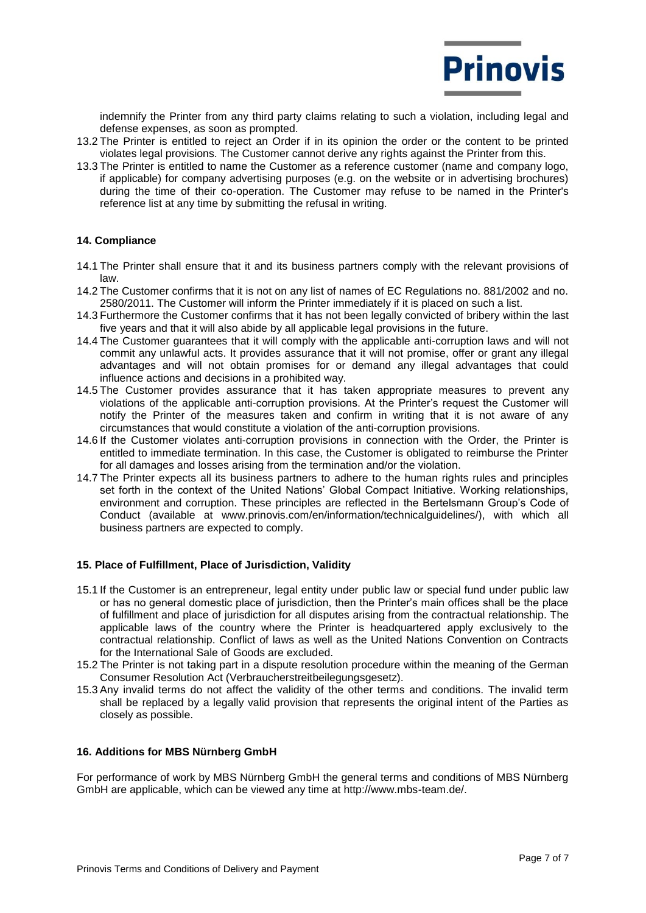indemnify the Printer from any third party claims relating to such a violation, including legal and defense expenses, as soon as prompted.

13.2 The Printer is entitled to reject an Order if in its opinion the order or the content to be printed violates legal provisions. The Customer cannot derive any rights against the Printer from this.

13.3 The Printer is entitled to name the Customer as a reference customer (name and company logo, if applicable) for company advertising purposes (e.g. on the website or in advertising brochures) during the time of their co-operation. The Customer may refuse to be named in the Printer's reference list at any time by submitting the refusal in writing.

**14. Compliance**

14.1 The Printer shall ensure that it and its business partners comply with the relevant provisions of law.

14.2 The Customer confirms that it is not on any list of names of EC Regulations no. 881/2002 and no. 2580/2011. The Customer will inform the Printer immediately if it is placed on such a list.

14.3 Furthermore the Customer confirms that it has not been legally convicted of bribery within the last five years and that it will also abide by all applicable legal provisions in the future.

14.4 The Customer guarantees that it will comply with the applicable anti-corruption laws and will not commit any unlawful acts. It provides assurance that it will not promise, offer or grant any illegal advantages and will not obtain promises for or demand any illegal advantages that could influence actions and decisions in a prohibited way.

14.5 The Customer provides assurance that it has taken appropriate measures to prevent any violations of the applicable anti-corruption provisions. At the Printer's request the Customer will notify the Printer of the measures taken and confirm in writing that it is not aware of any circumstances that would constitute a violation of the anti-corruption provisions.

14.6 If the Customer violates anti-corruption provisions in connection with the Order, the Printer is entitled to immediate termination. In this case, the Customer is obligated to reimburse the Printer for all damages and losses arising from the termination and/or the violation.

14.7 The Printer expects all its business partners to adhere to the human rights rules and principles set forth in the context of the United Nations' Global Compact Initiative. Working relationships, environment and corruption. These principles are reflected in the Bertelsmann Group's Code of Conduct (available at www.prinovis.com/en/information/technicalguidelines/), with which all business partners are expected to comply.

**15. Place of Fulfillment, Place of Jurisdiction, Validity**

15.1 If the Customer is an entrepreneur, legal entity under public law or special fund under public law or has no general domestic place of jurisdiction, then the Printer's main offices shall be the place of fulfillment and place of jurisdiction for all disputes arising from the contractual relationship. The applicable laws of the country where the Printer is headquartered apply exclusively to the contractual relationship. Conflict of laws as well as the United Nations Convention on Contracts for the International Sale of Goods are excluded.

15.2 The Printer is not taking part in a dispute resolution procedure within the meaning of the German Consumer Resolution Act (Verbraucherstreitbeilegungsgesetz).

15.3 Any invalid terms do not affect the validity of the other terms and conditions. The invalid term shall be replaced by a legally valid provision that represents the original intent of the Parties as closely as possible.

**16. Additions for MBS Nürnberg GmbH**

For performance of work by MBS Nürnberg GmbH the general terms and conditions of MBS Nürnberg GmbH are applicable, which can be viewed any time at http://www.mbs-team.de/.